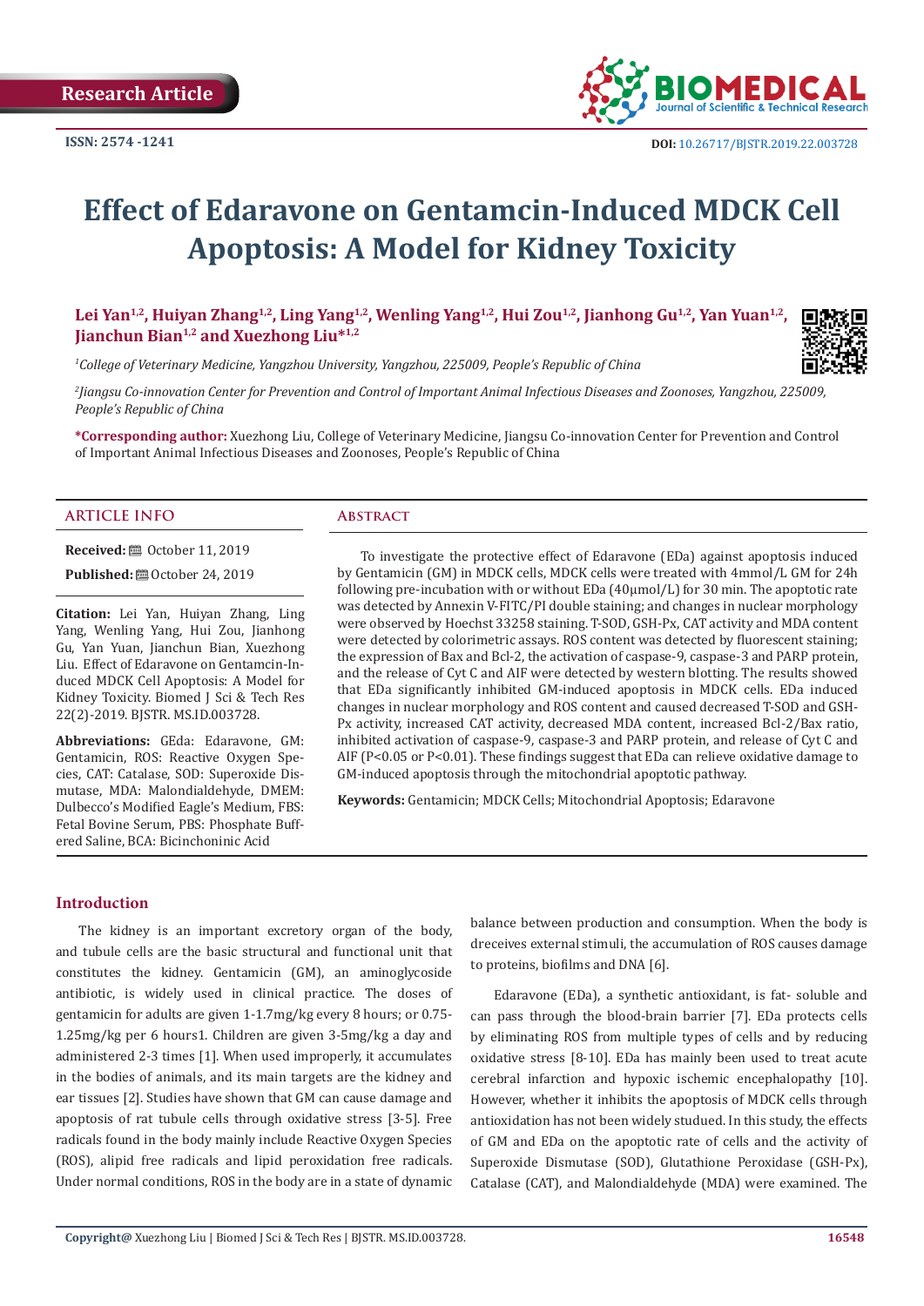Research Article

ISSN: 2574 -1241

DOI: 10.26717/BJSTR.2019.22.003728

# Effect of Edaravone on Gentamcin-Induced MDCK Cell Apoptosis: A Model for Kidney Toxicity

**Lei Yan[1,2], Huiyan Zhang[1,2], Ling Yang[1,2], Wenling Yang[1,2], Hui Zou[1,2], Jianhong Gu[1,2], Yan Yuan[1,2], Jianchun Bian[1,2] and Xuezhong Liu*[1,2]**

*[1]College of Veterinary Medicine, Yangzhou University, Yangzhou, 225009, People's Republic of China*

*[2]Jiangsu Co-innovation Center for Prevention and Control of Important Animal Infectious Diseases and Zoonoses, Yangzhou, 225009, People's Republic of China*

**\*Corresponding author:** Xuezhong Liu, College of Veterinary Medicine, Jiangsu Co-innovation Center for Prevention and Control of Important Animal Infectious Diseases and Zoonoses, People's Republic of China

## ARTICLE INFO

**Received:** October 11, 2019

**Published:** October 24, 2019

**Citation:** Lei Yan, Huiyan Zhang, Ling Yang, Wenling Yang, Hui Zou, Jianhong Gu, Yan Yuan, Jianchun Bian, Xuezhong Liu. Effect of Edaravone on Gentamcin-Induced MDCK Cell Apoptosis: A Model for Kidney Toxicity. Biomed J Sci & Tech Res 22(2)-2019. BJSTR. MS.ID.003728.

**Abbreviations:** GEda: Edaravone, GM: Gentamicin, ROS: Reactive Oxygen Species, CAT: Catalase, SOD: Superoxide Dismutase, MDA: Malondialdehyde, DMEM: Dulbecco's Modified Eagle's Medium, FBS: Fetal Bovine Serum, PBS: Phosphate Buffered Saline, BCA: Bicinchoninic Acid

## Abstract

To investigate the protective effect of Edaravone (EDa) against apoptosis induced by Gentamicin (GM) in MDCK cells, MDCK cells were treated with 4mmol/L GM for 24h following pre-incubation with or without EDa (40μmol/L) for 30 min. The apoptotic rate was detected by Annexin V-FITC/PI double staining; and changes in nuclear morphology were observed by Hoechst 33258 staining. T-SOD, GSH-Px, CAT activity and MDA content were detected by colorimetric assays. ROS content was detected by fluorescent staining; the expression of Bax and Bcl-2, the activation of caspase-9, caspase-3 and PARP protein, and the release of Cyt C and AIF were detected by western blotting. The results showed that EDa significantly inhibited GM-induced apoptosis in MDCK cells. EDa induced changes in nuclear morphology and ROS content and caused decreased T-SOD and GSH-Px activity, increased CAT activity, decreased MDA content, increased Bcl-2/Bax ratio, inhibited activation of caspase-9, caspase-3 and PARP protein, and release of Cyt C and AIF ($P<0.05$ or $P<0.01$). These findings suggest that EDa can relieve oxidative damage to GM-induced apoptosis through the mitochondrial apoptotic pathway.

**Keywords:** Gentamicin; MDCK Cells; Mitochondrial Apoptosis; Edaravone

## Introduction

The kidney is an important excretory organ of the body, and tubule cells are the basic structural and functional unit that constitutes the kidney. Gentamicin (GM), an aminoglycoside antibiotic, is widely used in clinical practice. The doses of gentamicin for adults are given 1-1.7mg/kg every 8 hours; or 0.75-1.25mg/kg per 6 hours1. Children are given 3-5mg/kg a day and administered 2-3 times [1]. When used improperly, it accumulates in the bodies of animals, and its main targets are the kidney and ear tissues [2]. Studies have shown that GM can cause damage and apoptosis of rat tubule cells through oxidative stress [3-5]. Free radicals found in the body mainly include Reactive Oxygen Species (ROS), alipid free radicals and lipid peroxidation free radicals. Under normal conditions, ROS in the body are in a state of dynamic balance between production and consumption. When the body is dreceives external stimuli, the accumulation of ROS causes damage to proteins, biofilms and DNA [6].

Edaravone (EDa), a synthetic antioxidant, is fat- soluble and can pass through the blood-brain barrier [7]. EDa protects cells by eliminating ROS from multiple types of cells and by reducing oxidative stress [8-10]. EDa has mainly been used to treat acute cerebral infarction and hypoxic ischemic encephalopathy [10]. However, whether it inhibits the apoptosis of MDCK cells through antioxidation has not been widely studued. In this study, the effects of GM and EDa on the apoptotic rate of cells and the activity of Superoxide Dismutase (SOD), Glutathione Peroxidase (GSH-Px), Catalase (CAT), and Malondialdehyde (MDA) were examined. The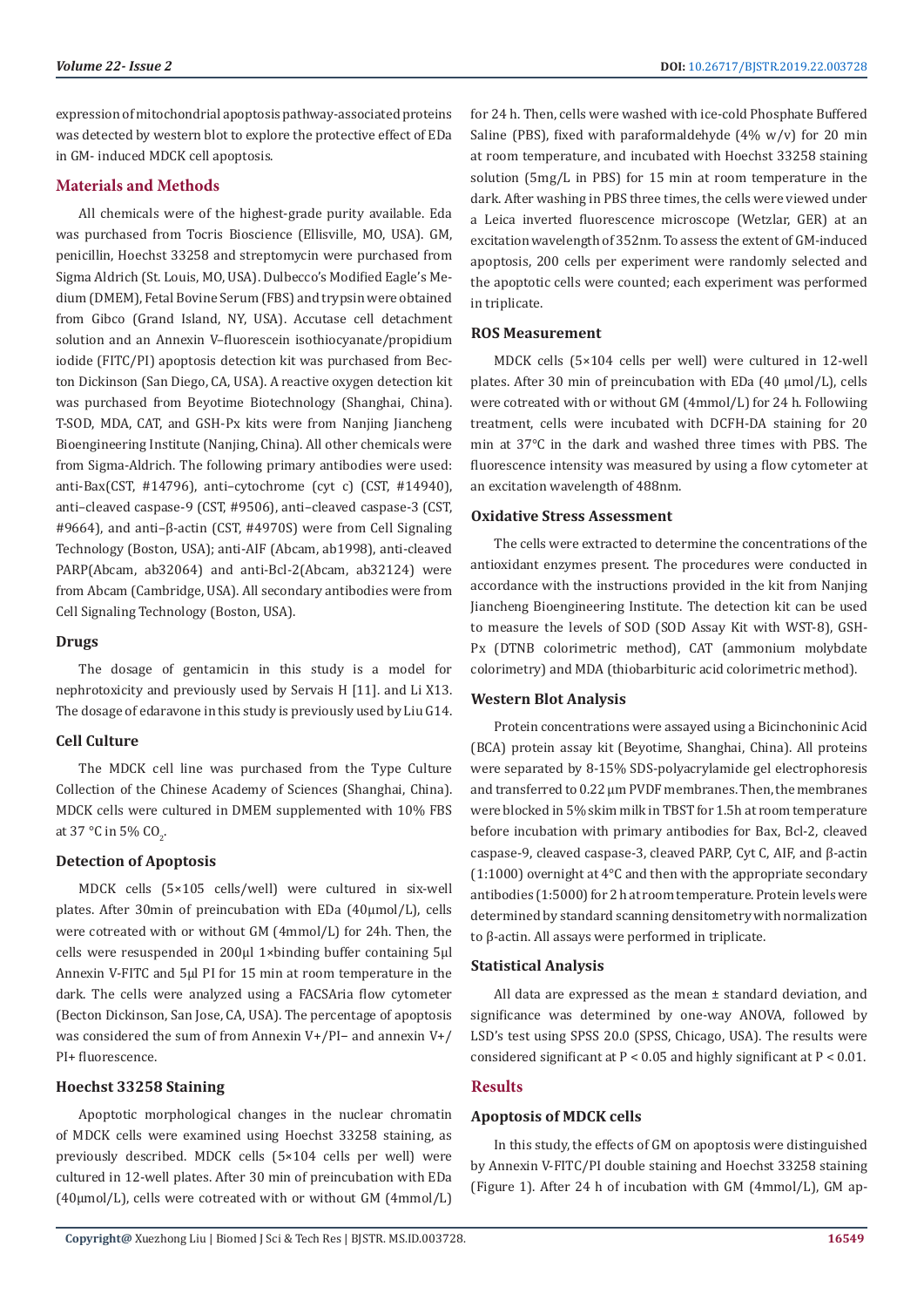expression of mitochondrial apoptosis pathway-associated proteins was detected by western blot to explore the protective effect of EDa in GM- induced MDCK cell apoptosis.

## Materials and Methods

All chemicals were of the highest-grade purity available. Eda was purchased from Tocris Bioscience (Ellisville, MO, USA). GM, penicillin, Hoechst 33258 and streptomycin were purchased from Sigma Aldrich (St. Louis, MO, USA). Dulbecco's Modified Eagle's Medium (DMEM), Fetal Bovine Serum (FBS) and trypsin were obtained from Gibco (Grand Island, NY, USA). Accutase cell detachment solution and an Annexin V–fluorescein isothiocyanate/propidium iodide (FITC/PI) apoptosis detection kit was purchased from Becton Dickinson (San Diego, CA, USA). A reactive oxygen detection kit was purchased from Beyotime Biotechnology (Shanghai, China). T-SOD, MDA, CAT, and GSH-Px kits were from Nanjing Jiancheng Bioengineering Institute (Nanjing, China). All other chemicals were from Sigma-Aldrich. The following primary antibodies were used: anti-Bax(CST, #14796), anti–cytochrome (cyt c) (CST, #14940), anti–cleaved caspase-9 (CST, #9506), anti–cleaved caspase-3 (CST, #9664), and anti–β-actin (CST, #4970S) were from Cell Signaling Technology (Boston, USA); anti-AIF (Abcam, ab1998), anti-cleaved PARP(Abcam, ab32064) and anti-Bcl-2(Abcam, ab32124) were from Abcam (Cambridge, USA). All secondary antibodies were from Cell Signaling Technology (Boston, USA).

### Drugs

The dosage of gentamicin in this study is a model for nephrotoxicity and previously used by Servais H [11]. and Li X13. The dosage of edaravone in this study is previously used by Liu G14.

### Cell Culture

The MDCK cell line was purchased from the Type Culture Collection of the Chinese Academy of Sciences (Shanghai, China). MDCK cells were cultured in DMEM supplemented with 10% FBS at 37 °C in 5% $CO_2$.

### Detection of Apoptosis

MDCK cells (5×105 cells/well) were cultured in six-well plates. After 30min of preincubation with EDa (40µmol/L), cells were cotreated with or without GM (4mmol/L) for 24h. Then, the cells were resuspended in 200µl 1×binding buffer containing 5µl Annexin V-FITC and 5µl PI for 15 min at room temperature in the dark. The cells were analyzed using a FACSAria flow cytometer (Becton Dickinson, San Jose, CA, USA). The percentage of apoptosis was considered the sum of from Annexin V+/PI− and annexin V+/PI+ fluorescence.

### Hoechst 33258 Staining

Apoptotic morphological changes in the nuclear chromatin of MDCK cells were examined using Hoechst 33258 staining, as previously described. MDCK cells (5×104 cells per well) were cultured in 12-well plates. After 30 min of preincubation with EDa (40µmol/L), cells were cotreated with or without GM (4mmol/L) for 24 h. Then, cells were washed with ice-cold Phosphate Buffered Saline (PBS), fixed with paraformaldehyde (4% w/v) for 20 min at room temperature, and incubated with Hoechst 33258 staining solution (5mg/L in PBS) for 15 min at room temperature in the dark. After washing in PBS three times, the cells were viewed under a Leica inverted fluorescence microscope (Wetzlar, GER) at an excitation wavelength of 352nm. To assess the extent of GM-induced apoptosis, 200 cells per experiment were randomly selected and the apoptotic cells were counted; each experiment was performed in triplicate.

### ROS Measurement

MDCK cells (5×104 cells per well) were cultured in 12-well plates. After 30 min of preincubation with EDa (40 µmol/L), cells were cotreated with or without GM (4mmol/L) for 24 h. Folllowiing treatment, cells were incubated with DCFH-DA staining for 20 min at 37°C in the dark and washed three times with PBS. The fluorescence intensity was measured by using a flow cytometer at an excitation wavelength of 488nm.

### Oxidative Stress Assessment

The cells were extracted to determine the concentrations of the antioxidant enzymes present. The procedures were conducted in accordance with the instructions provided in the kit from Nanjing Jiancheng Bioengineering Institute. The detection kit can be used to measure the levels of SOD (SOD Assay Kit with WST-8), GSH-Px (DTNB colorimetric method), CAT (ammonium molybdate colorimetry) and MDA (thiobarbituric acid colorimetric method).

### Western Blot Analysis

Protein concentrations were assayed using a Bicinchoninic Acid (BCA) protein assay kit (Beyotime, Shanghai, China). All proteins were separated by 8-15% SDS-polyacrylamide gel electrophoresis and transferred to 0.22 µm PVDF membranes. Then, the membranes were blocked in 5% skim milk in TBST for 1.5h at room temperature before incubation with primary antibodies for Bax, Bcl-2, cleaved caspase-9, cleaved caspase-3, cleaved PARP, Cyt C, AIF, and β-actin (1:1000) overnight at 4°C and then with the appropriate secondary antibodies (1:5000) for 2 h at room temperature. Protein levels were determined by standard scanning densitometry with normalization to β-actin. All assays were performed in triplicate.

### Statistical Analysis

All data are expressed as the mean ± standard deviation, and significance was determined by one-way ANOVA, followed by LSD's test using SPSS 20.0 (SPSS, Chicago, USA). The results were considered significant at $P < 0.05$ and highly significant at $P < 0.01$.

## Results

### Apoptosis of MDCK cells

In this study, the effects of GM on apoptosis were distinguished by Annexin V-FITC/PI double staining and Hoechst 33258 staining (Figure 1). After 24 h of incubation with GM (4mmol/L), GM ap-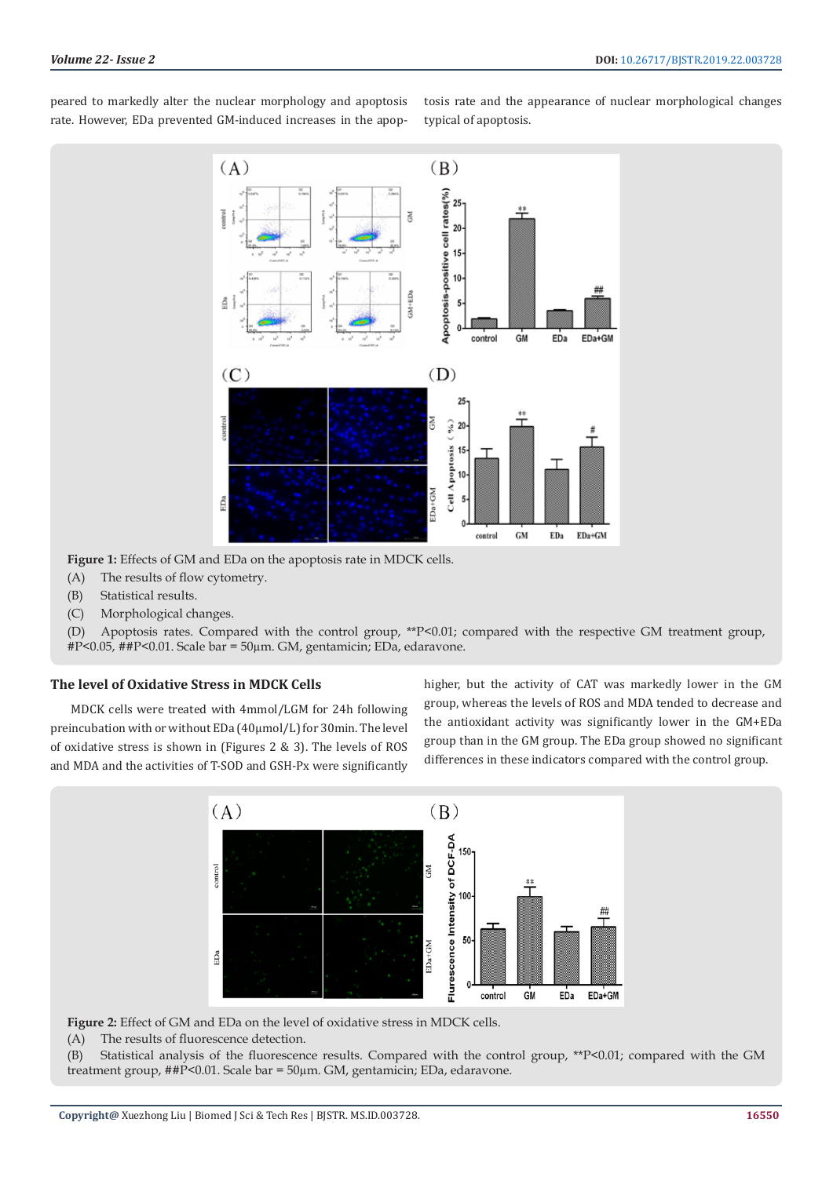peared to markedly alter the nuclear morphology and apoptosis rate. However, EDa prevented GM-induced increases in the apoptosis rate and the appearance of nuclear morphological changes typical of apoptosis.

**Figure 1:** Effects of GM and EDa on the apoptosis rate in MDCK cells.

(A) The results of flow cytometry.

(B) Statistical results.

(C) Morphological changes.

(D) Apoptosis rates. Compared with the control group, \*\*P<0.01; compared with the respective GM treatment group, #P<0.05, ##P<0.01. Scale bar = 50μm. GM, gentamicin; EDa, edaravone.

### The level of Oxidative Stress in MDCK Cells

MDCK cells were treated with 4mmol/LGM for 24h following preincubation with or without EDa (40μmol/L) for 30min. The level of oxidative stress is shown in (Figures 2 & 3). The levels of ROS and MDA and the activities of T-SOD and GSH-Px were significantly higher, but the activity of CAT was markedly lower in the GM group, whereas the levels of ROS and MDA tended to decrease and the antioxidant activity was significantly lower in the GM+EDa group than in the GM group. The EDa group showed no significant differences in these indicators compared with the control group.

**Figure 2:** Effect of GM and EDa on the level of oxidative stress in MDCK cells.

(A) The results of fluorescence detection.

(B) Statistical analysis of the fluorescence results. Compared with the control group, \*\*P<0.01; compared with the GM treatment group, ##P<0.01. Scale bar = 50μm. GM, gentamicin; EDa, edaravone.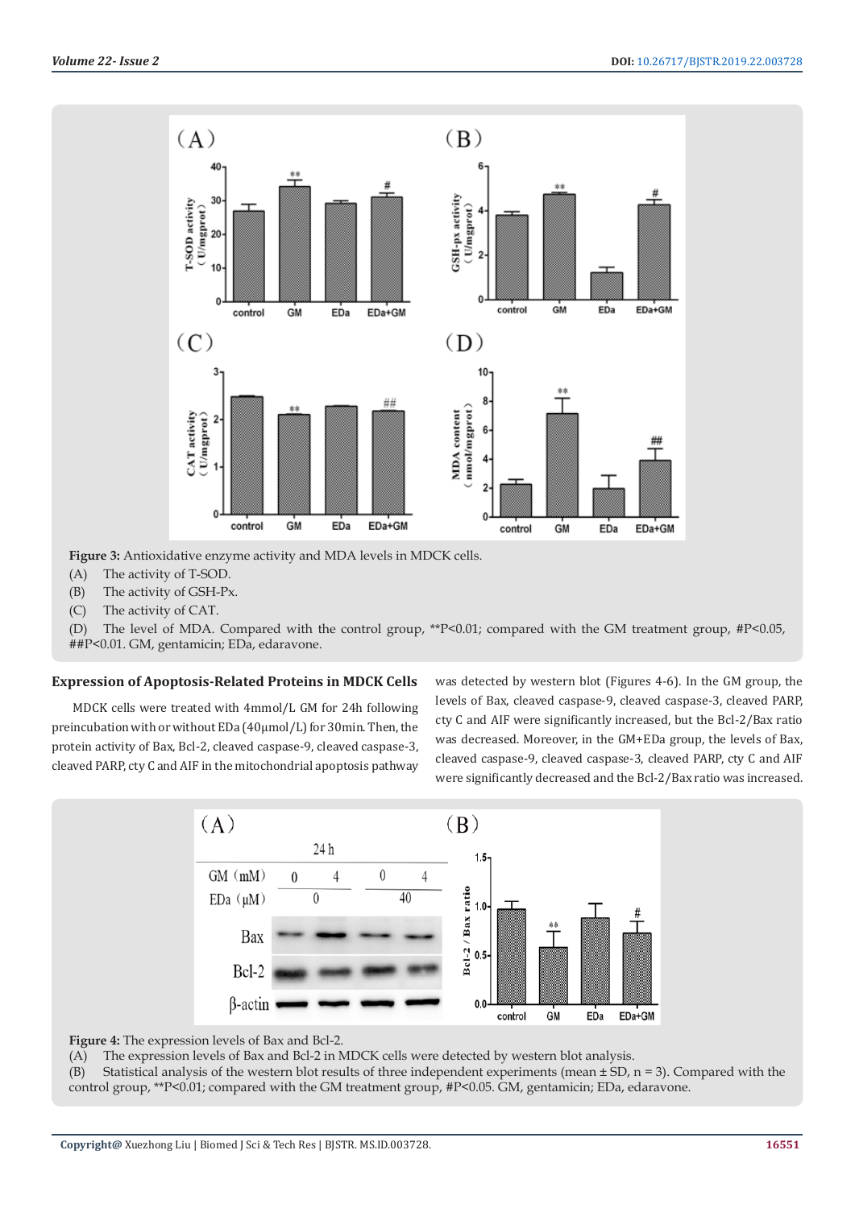**Figure 3:** Antioxidative enzyme activity and MDA levels in MDCK cells.

(A) The activity of T-SOD.

(B) The activity of GSH-Px.

(C) The activity of CAT.

(D) The level of MDA. Compared with the control group, **P<0.01; compared with the GM treatment group, #P<0.05, ##P<0.01. GM, gentamicin; EDa, edaravone.

### Expression of Apoptosis-Related Proteins in MDCK Cells

MDCK cells were treated with 4mmol/L GM for 24h following preincubation with or without EDa (40µmol/L) for 30min. Then, the protein activity of Bax, Bcl-2, cleaved caspase-9, cleaved caspase-3, cleaved PARP, cty C and AIF in the mitochondrial apoptosis pathway was detected by western blot (Figures 4-6). In the GM group, the levels of Bax, cleaved caspase-9, cleaved caspase-3, cleaved PARP, cty C and AIF were significantly increased, but the Bcl-2/Bax ratio was decreased. Moreover, in the GM+EDa group, the levels of Bax, cleaved caspase-9, cleaved caspase-3, cleaved PARP, cty C and AIF were significantly decreased and the Bcl-2/Bax ratio was increased.

**Figure 4:** The expression levels of Bax and Bcl-2.

(A) The expression levels of Bax and Bcl-2 in MDCK cells were detected by western blot analysis.

(B) Statistical analysis of the western blot results of three independent experiments (mean ± SD, n = 3). Compared with the control group, **P<0.01; compared with the GM treatment group, #P<0.05. GM, gentamicin; EDa, edaravone.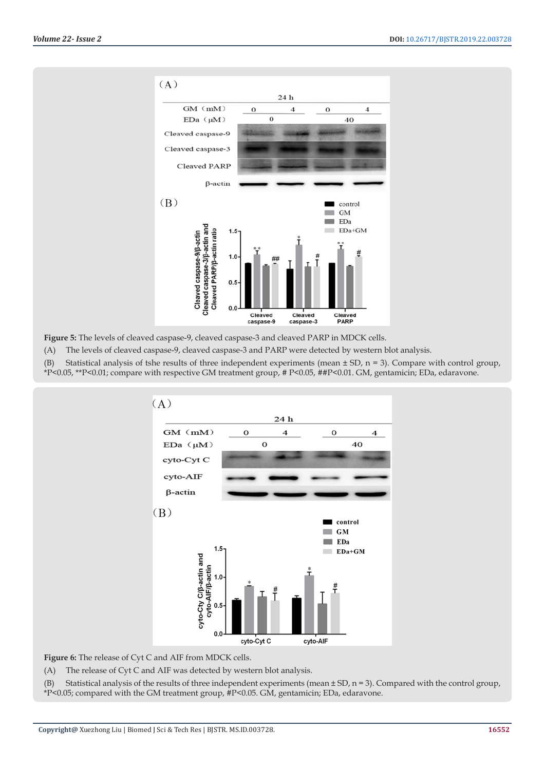**Figure 5:** The levels of cleaved caspase-9, cleaved caspase-3 and cleaved PARP in MDCK cells.

(A) The levels of cleaved caspase-9, cleaved caspase-3 and PARP were detected by western blot analysis.

(B) Statistical analysis of tshe results of three independent experiments (mean ± SD, n = 3). Compare with control group, *P<0.05, **P<0.01; compare with respective GM treatment group, # P<0.05, ##P<0.01. GM, gentamicin; EDa, edaravone.

**Figure 6:** The release of Cyt C and AIF from MDCK cells.

(A) The release of Cyt C and AIF was detected by western blot analysis.

(B) Statistical analysis of the results of three independent experiments (mean ± SD, n = 3). Compared with the control group, *P<0.05; compared with the GM treatment group, #P<0.05. GM, gentamicin; EDa, edaravone.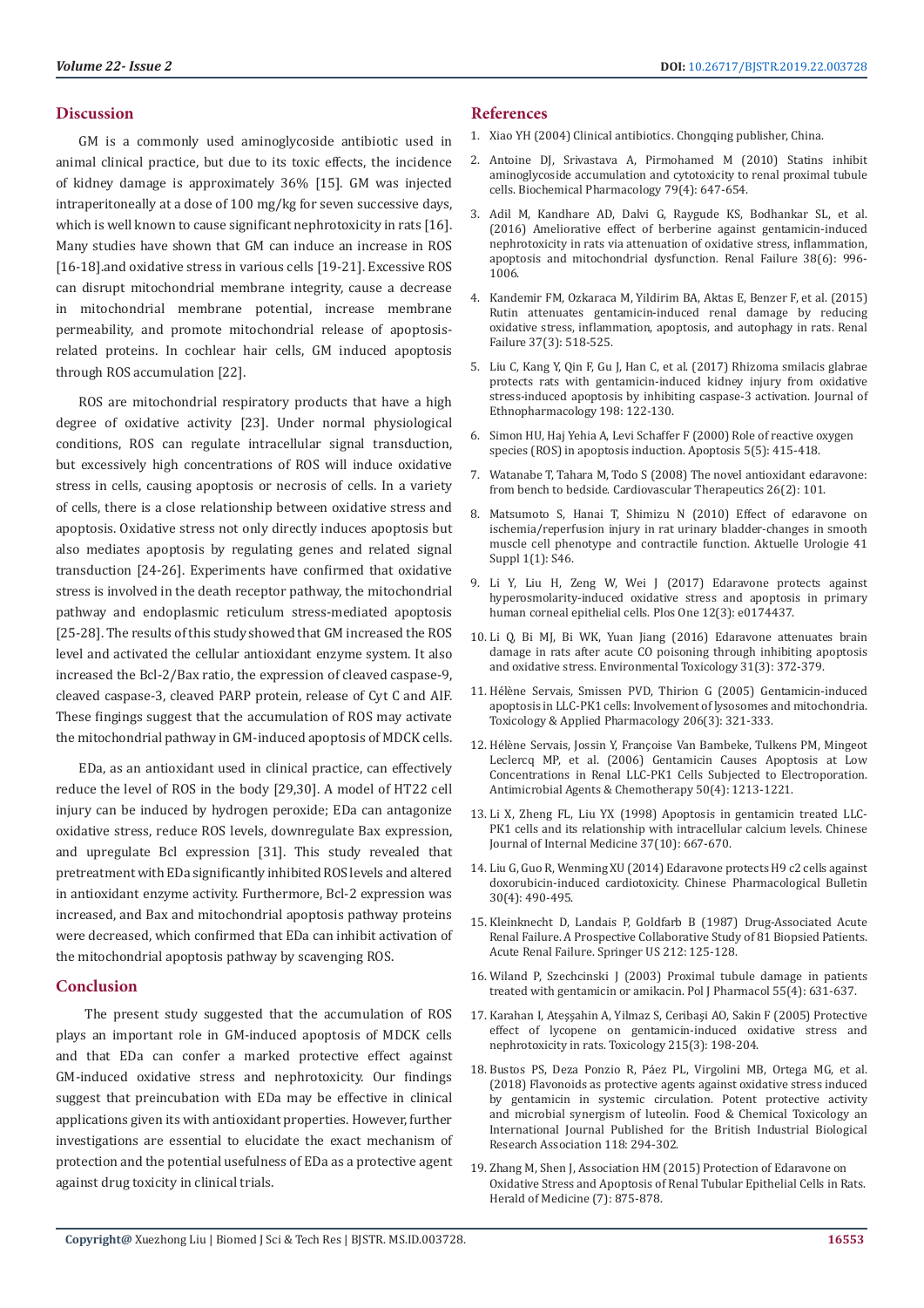## Discussion

GM is a commonly used aminoglycoside antibiotic used in animal clinical practice, but due to its toxic effects, the incidence of kidney damage is approximately 36% [15]. GM was injected intraperitoneally at a dose of 100 mg/kg for seven successive days, which is well known to cause significant nephrotoxicity in rats [16]. Many studies have shown that GM can induce an increase in ROS [16-18].and oxidative stress in various cells [19-21]. Excessive ROS can disrupt mitochondrial membrane integrity, cause a decrease in mitochondrial membrane potential, increase membrane permeability, and promote mitochondrial release of apoptosis-related proteins. In cochlear hair cells, GM induced apoptosis through ROS accumulation [22].

ROS are mitochondrial respiratory products that have a high degree of oxidative activity [23]. Under normal physiological conditions, ROS can regulate intracellular signal transduction, but excessively high concentrations of ROS will induce oxidative stress in cells, causing apoptosis or necrosis of cells. In a variety of cells, there is a close relationship between oxidative stress and apoptosis. Oxidative stress not only directly induces apoptosis but also mediates apoptosis by regulating genes and related signal transduction [24-26]. Experiments have confirmed that oxidative stress is involved in the death receptor pathway, the mitochondrial pathway and endoplasmic reticulum stress-mediated apoptosis [25-28]. The results of this study showed that GM increased the ROS level and activated the cellular antioxidant enzyme system. It also increased the Bcl-2/Bax ratio, the expression of cleaved caspase-9, cleaved caspase-3, cleaved PARP protein, release of Cyt C and AIF. These fingings suggest that the accumulation of ROS may activate the mitochondrial pathway in GM-induced apoptosis of MDCK cells.

EDa, as an antioxidant used in clinical practice, can effectively reduce the level of ROS in the body [29,30]. A model of HT22 cell injury can be induced by hydrogen peroxide; EDa can antagonize oxidative stress, reduce ROS levels, downregulate Bax expression, and upregulate Bcl expression [31]. This study revealed that pretreatment with EDa significantly inhibited ROS levels and altered in antioxidant enzyme activity. Furthermore, Bcl-2 expression was increased, and Bax and mitochondrial apoptosis pathway proteins were decreased, which confirmed that EDa can inhibit activation of the mitochondrial apoptosis pathway by scavenging ROS.

## Conclusion

The present study suggested that the accumulation of ROS plays an important role in GM-induced apoptosis of MDCK cells and that EDa can confer a marked protective effect against GM-induced oxidative stress and nephrotoxicity. Our findings suggest that preincubation with EDa may be effective in clinical applications given its with antioxidant properties. However, further investigations are essential to elucidate the exact mechanism of protection and the potential usefulness of EDa as a protective agent against drug toxicity in clinical trials.

## References

1. Xiao YH (2004) Clinical antibiotics. Chongqing publisher, China.
2. Antoine DJ, Srivastava A, Pirmohamed M (2010) Statins inhibit aminoglycoside accumulation and cytotoxicity to renal proximal tubule cells. Biochemical Pharmacology 79(4): 647-654.
3. Adil M, Kandhare AD, Dalvi G, Raygude KS, Bodhankar SL, et al. (2016) Ameliorative effect of berberine against gentamicin-induced nephrotoxicity in rats via attenuation of oxidative stress, inflammation, apoptosis and mitochondrial dysfunction. Renal Failure 38(6): 996-1006.
4. Kandemir FM, Ozkaraca M, Yildirim BA, Aktas E, Benzer F, et al. (2015) Rutin attenuates gentamicin-induced renal damage by reducing oxidative stress, inflammation, apoptosis, and autophagy in rats. Renal Failure 37(3): 518-525.
5. Liu C, Kang Y, Qin F, Gu J, Han C, et al. (2017) Rhizoma smilacis glabrae protects rats with gentamicin-induced kidney injury from oxidative stress-induced apoptosis by inhibiting caspase-3 activation. Journal of Ethnopharmacology 198: 122-130.
6. Simon HU, Haj Yehia A, Levi Schaffer F (2000) Role of reactive oxygen species (ROS) in apoptosis induction. Apoptosis 5(5): 415-418.
7. Watanabe T, Tahara M, Todo S (2008) The novel antioxidant edaravone: from bench to bedside. Cardiovascular Therapeutics 26(2): 101.
8. Matsumoto S, Hanai T, Shimizu N (2010) Effect of edaravone on ischemia/reperfusion injury in rat urinary bladder-changes in smooth muscle cell phenotype and contractile function. Aktuelle Urologie 41 Suppl 1(1): S46.
9. Li Y, Liu H, Zeng W, Wei J (2017) Edaravone protects against hyperosmolarity-induced oxidative stress and apoptosis in primary human corneal epithelial cells. Plos One 12(3): e0174437.
10. Li Q, Bi MJ, Bi WK, Yuan Jiang (2016) Edaravone attenuates brain damage in rats after acute CO poisoning through inhibiting apoptosis and oxidative stress. Environmental Toxicology 31(3): 372-379.
11. Hélène Servais, Smissen PVD, Thirion G (2005) Gentamicin-induced apoptosis in LLC-PK1 cells: Involvement of lysosomes and mitochondria. Toxicology & Applied Pharmacology 206(3): 321-333.
12. Hélène Servais, Jossin Y, Françoise Van Bambeke, Tulkens PM, Mingeot Leclercq MP, et al. (2006) Gentamicin Causes Apoptosis at Low Concentrations in Renal LLC-PK1 Cells Subjected to Electroporation. Antimicrobial Agents & Chemotherapy 50(4): 1213-1221.
13. Li X, Zheng FL, Liu YX (1998) Apoptosis in gentamicin treated LLC-PK1 cells and its relationship with intracellular calcium levels. Chinese Journal of Internal Medicine 37(10): 667-670.
14. Liu G, Guo R, Wenming XU (2014) Edaravone protects H9 c2 cells against doxorubicin-induced cardiotoxicity. Chinese Pharmacological Bulletin 30(4): 490-495.
15. Kleinknecht D, Landais P, Goldfarb B (1987) Drug-Associated Acute Renal Failure. A Prospective Collaborative Study of 81 Biopsied Patients. Acute Renal Failure. Springer US 212: 125-128.
16. Wiland P, Szechcinski J (2003) Proximal tubule damage in patients treated with gentamicin or amikacin. Pol J Pharmacol 55(4): 631-637.
17. Karahan I, Ateşşahin A, Yilmaz S, Ceribaşi AO, Sakin F (2005) Protective effect of lycopene on gentamicin-induced oxidative stress and nephrotoxicity in rats. Toxicology 215(3): 198-204.
18. Bustos PS, Deza Ponzio R, Páez PL, Virgolini MB, Ortega MG, et al. (2018) Flavonoids as protective agents against oxidative stress induced by gentamicin in systemic circulation. Potent protective activity and microbial synergism of luteolin. Food & Chemical Toxicology an International Journal Published for the British Industrial Biological Research Association 118: 294-302.
19. Zhang M, Shen J, Association HM (2015) Protection of Edaravone on Oxidative Stress and Apoptosis of Renal Tubular Epithelial Cells in Rats. Herald of Medicine (7): 875-878.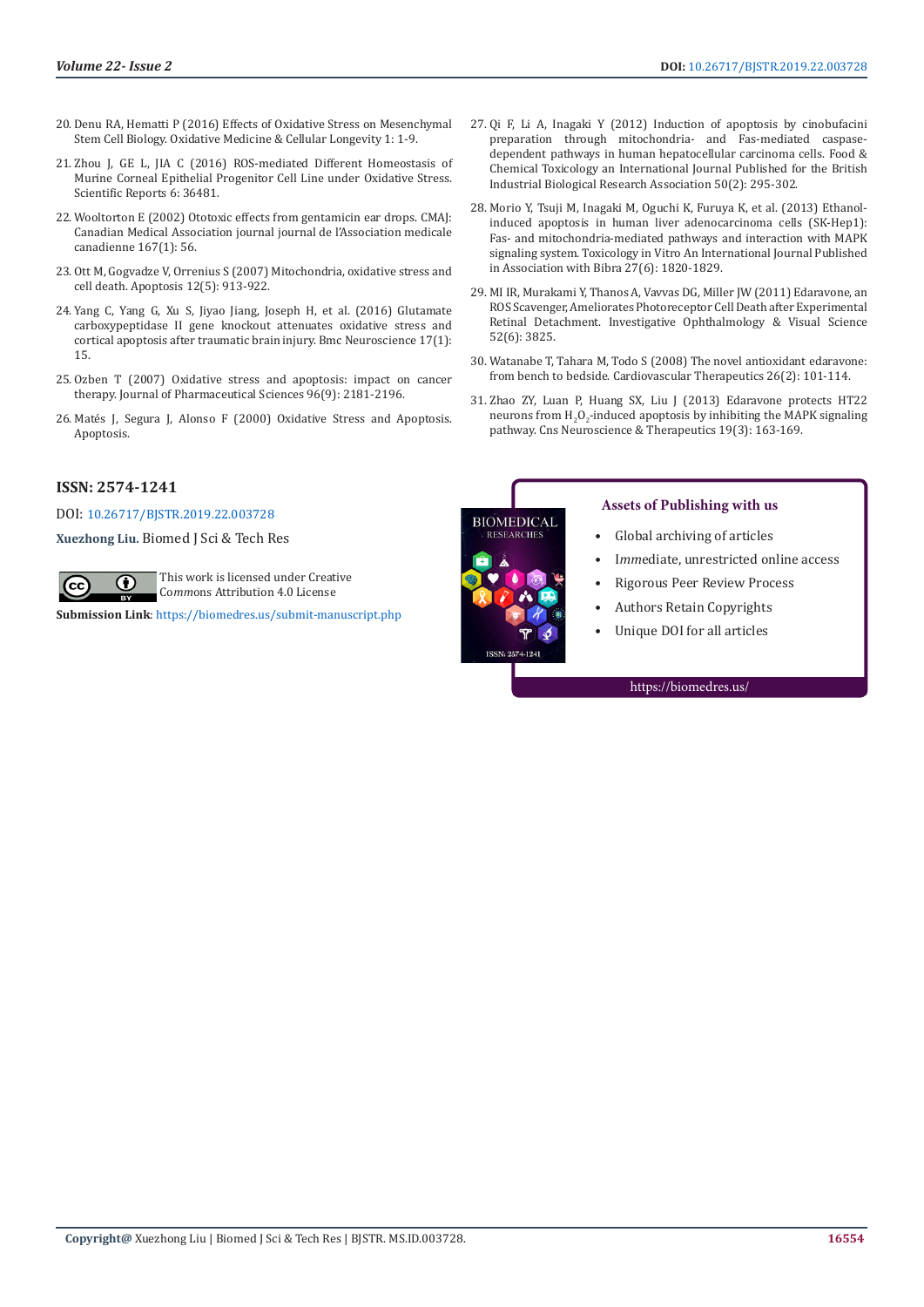20. Denu RA, Hematti P (2016) Effects of Oxidative Stress on Mesenchymal Stem Cell Biology. Oxidative Medicine & Cellular Longevity 1: 1-9.
21. Zhou J, GE L, JIA C (2016) ROS-mediated Different Homeostasis of Murine Corneal Epithelial Progenitor Cell Line under Oxidative Stress. Scientific Reports 6: 36481.
22. Wooltorton E (2002) Ototoxic effects from gentamicin ear drops. CMAJ: Canadian Medical Association journal journal de l'Association medicale canadienne 167(1): 56.
23. Ott M, Gogvadze V, Orrenius S (2007) Mitochondria, oxidative stress and cell death. Apoptosis 12(5): 913-922.
24. Yang C, Yang G, Xu S, Jiyao Jiang, Joseph H, et al. (2016) Glutamate carboxypeptidase II gene knockout attenuates oxidative stress and cortical apoptosis after traumatic brain injury. Bmc Neuroscience 17(1): 15.
25. Ozben T (2007) Oxidative stress and apoptosis: impact on cancer therapy. Journal of Pharmaceutical Sciences 96(9): 2181-2196.
26. Matés J, Segura J, Alonso F (2000) Oxidative Stress and Apoptosis. Apoptosis.
27. Qi F, Li A, Inagaki Y (2012) Induction of apoptosis by cinobufacini preparation through mitochondria- and Fas-mediated caspase-dependent pathways in human hepatocellular carcinoma cells. Food & Chemical Toxicology an International Journal Published for the British Industrial Biological Research Association 50(2): 295-302.
28. Morio Y, Tsuji M, Inagaki M, Oguchi K, Furuya K, et al. (2013) Ethanol-induced apoptosis in human liver adenocarcinoma cells (SK-Hep1): Fas- and mitochondria-mediated pathways and interaction with MAPK signaling system. Toxicology in Vitro An International Journal Published in Association with Bibra 27(6): 1820-1829.
29. MI IR, Murakami Y, Thanos A, Vavvas DG, Miller JW (2011) Edaravone, an ROS Scavenger, Ameliorates Photoreceptor Cell Death after Experimental Retinal Detachment. Investigative Ophthalmology & Visual Science 52(6): 3825.
30. Watanabe T, Tahara M, Todo S (2008) The novel antioxidant edaravone: from bench to bedside. Cardiovascular Therapeutics 26(2): 101-114.
31. Zhao ZY, Luan P, Huang SX, Liu J (2013) Edaravone protects HT22 neurons from $H_2O_2$-induced apoptosis by inhibiting the MAPK signaling pathway. Cns Neuroscience & Therapeutics 19(3): 163-169.

**ISSN: 2574-1241**

DOI: 10.26717/BJSTR.2019.22.003728

**Xuezhong Liu.** Biomed J Sci & Tech Res

This work is licensed under Creative Commons Attribution 4.0 License

**Submission Link**: https://biomedres.us/submit-manuscript.php

**Assets of Publishing with us**

- Global archiving of articles
- Immediate, unrestricted online access
- Rigorous Peer Review Process
- Authors Retain Copyrights
- Unique DOI for all articles

https://biomedres.us/